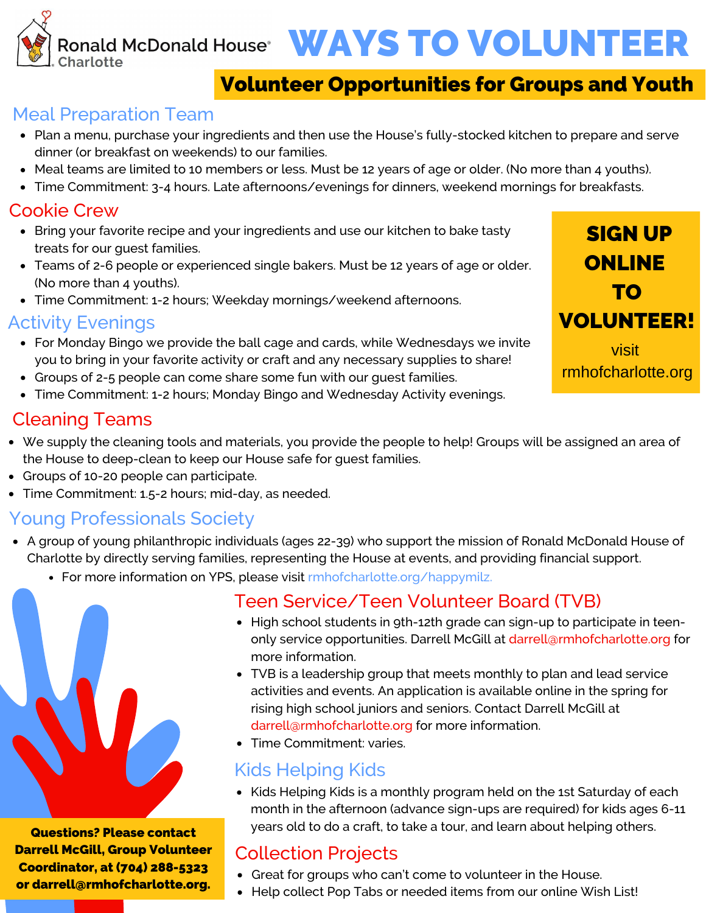Ronald McDonald House® Charlotte

# WAYS TO VOLUNTEER

**Volunteer Opportunities for Groups and Youth**

## Meal Preparation Team

- Plan a menu, purchase your ingredients and then use the House's fully-stocked kitchen to prepare and serve dinner (or breakfast on weekends) to our families.
- Meal teams are limited to 10 members or less. Must be 12 years of age or older. (No more than 4 youths).
- Time Commitment: 3-4 hours. Late afternoons/evenings for dinners, weekend mornings for breakfasts.

## Cookie Crew

- Bring your favorite recipe and your ingredients and use our kitchen to bake tasty treats for our guest families.
- Teams of 2-6 people or experienced single bakers. Must be 12 years of age or older. (No more than 4 youths).
- Time Commitment: 1-2 hours; Weekday mornings/weekend afternoons.

## Activity Evenings

- For Monday Bingo we provide the ball cage and cards, while Wednesdays we invite you to bring in your favorite activity or craft and any necessary supplies to share!
- Groups of 2-5 people can come share some fun with our guest families.
- Time Commitment: 1-2 hours; Monday Bingo and Wednesday Activity evenings.

**SIGN UP ONLINE TO VOLUNTEER!**

visit rmhofcharlotte.org

## Cleaning Teams

- We supply the cleaning tools and materials, you provide the people to help! Groups will be assigned an area of the House to deep-clean to keep our House safe for guest families.
- Groups of 10-20 people can participate.
- Time Commitment: 1.5-2 hours; mid-day, as needed.

## Young Professionals Society

- A group of young philanthropic individuals (ages 22-39) who support the mission of Ronald McDonald House of Charlotte by directly serving families, representing the House at events, and providing financial support.
  - For more information on YPS, please visit rmhofcharlotte.org/happymilz.

## Teen Service/Teen Volunteer Board (TVB)

- High school students in 9th-12th grade can sign-up to participate in teen-only service opportunities. Darrell McGill at darrell@rmhofcharlotte.org for more information.
- TVB is a leadership group that meets monthly to plan and lead service activities and events. An application is available online in the spring for rising high school juniors and seniors. Contact Darrell McGill at darrell@rmhofcharlotte.org for more information.
- Time Commitment: varies.

## Kids Helping Kids

- Kids Helping Kids is a monthly program held on the 1st Saturday of each month in the afternoon (advance sign-ups are required) for kids ages 6-11 years old to do a craft, to take a tour, and learn about helping others.

## Collection Projects

- Great for groups who can't come to volunteer in the House.
- Help collect Pop Tabs or needed items from our online Wish List!

**Questions? Please contact Darrell McGill, Group Volunteer Coordinator, at (704) 288-5323 or darrell@rmhofcharlotte.org.**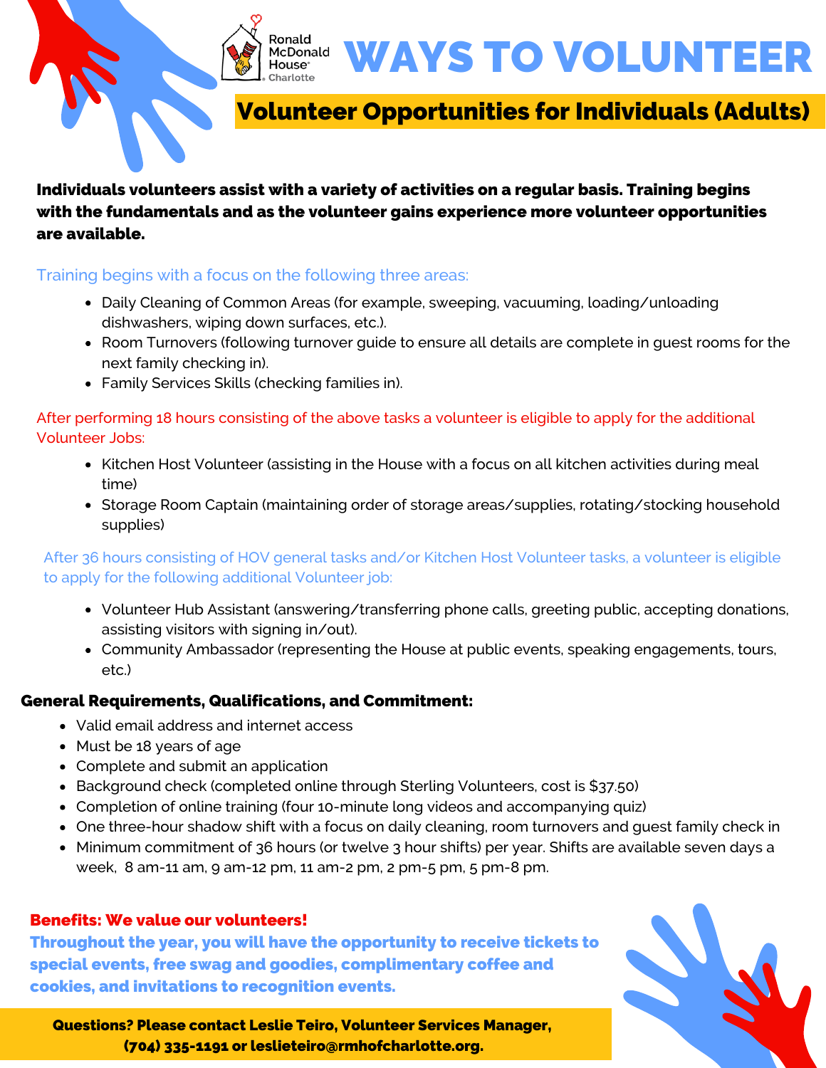Ronald McDonald House Charlotte

# WAYS TO VOLUNTEER

## Volunteer Opportunities for Individuals (Adults)

**Individuals volunteers assist with a variety of activities on a regular basis. Training begins with the fundamentals and as the volunteer gains experience more volunteer opportunities are available.**

Training begins with a focus on the following three areas:

- Daily Cleaning of Common Areas (for example, sweeping, vacuuming, loading/unloading dishwashers, wiping down surfaces, etc.).
- Room Turnovers (following turnover guide to ensure all details are complete in guest rooms for the next family checking in).
- Family Services Skills (checking families in).

After performing 18 hours consisting of the above tasks a volunteer is eligible to apply for the additional Volunteer Jobs:

- Kitchen Host Volunteer (assisting in the House with a focus on all kitchen activities during meal time)
- Storage Room Captain (maintaining order of storage areas/supplies, rotating/stocking household supplies)

After 36 hours consisting of HOV general tasks and/or Kitchen Host Volunteer tasks, a volunteer is eligible to apply for the following additional Volunteer job:

- Volunteer Hub Assistant (answering/transferring phone calls, greeting public, accepting donations, assisting visitors with signing in/out).
- Community Ambassador (representing the House at public events, speaking engagements, tours, etc.)

### General Requirements, Qualifications, and Commitment:

- Valid email address and internet access
- Must be 18 years of age
- Complete and submit an application
- Background check (completed online through Sterling Volunteers, cost is $37.50)
- Completion of online training (four 10-minute long videos and accompanying quiz)
- One three-hour shadow shift with a focus on daily cleaning, room turnovers and guest family check in
- Minimum commitment of 36 hours (or twelve 3 hour shifts) per year. Shifts are available seven days a week, 8 am-11 am, 9 am-12 pm, 11 am-2 pm, 2 pm-5 pm, 5 pm-8 pm.

**Benefits: We value our volunteers!**

**Throughout the year, you will have the opportunity to receive tickets to special events, free swag and goodies, complimentary coffee and cookies, and invitations to recognition events.**

**Questions? Please contact Leslie Teiro, Volunteer Services Manager, (704) 335-1191 or leslieteiro@rmhofcharlotte.org.**